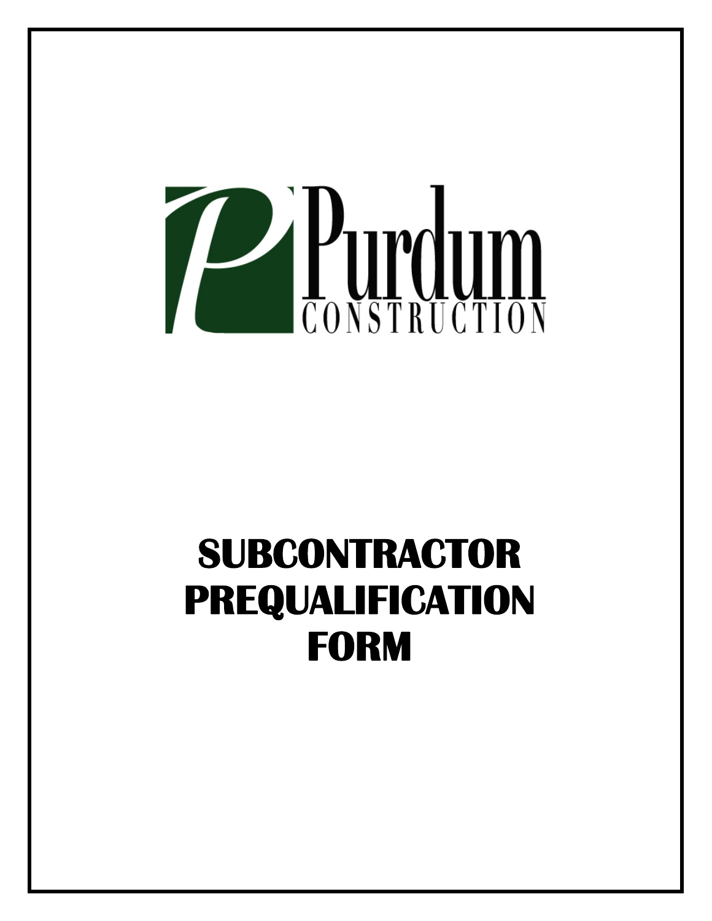Purdum
CONSTRUCTION

# SUBCONTRACTOR PREQUALIFICATION FORM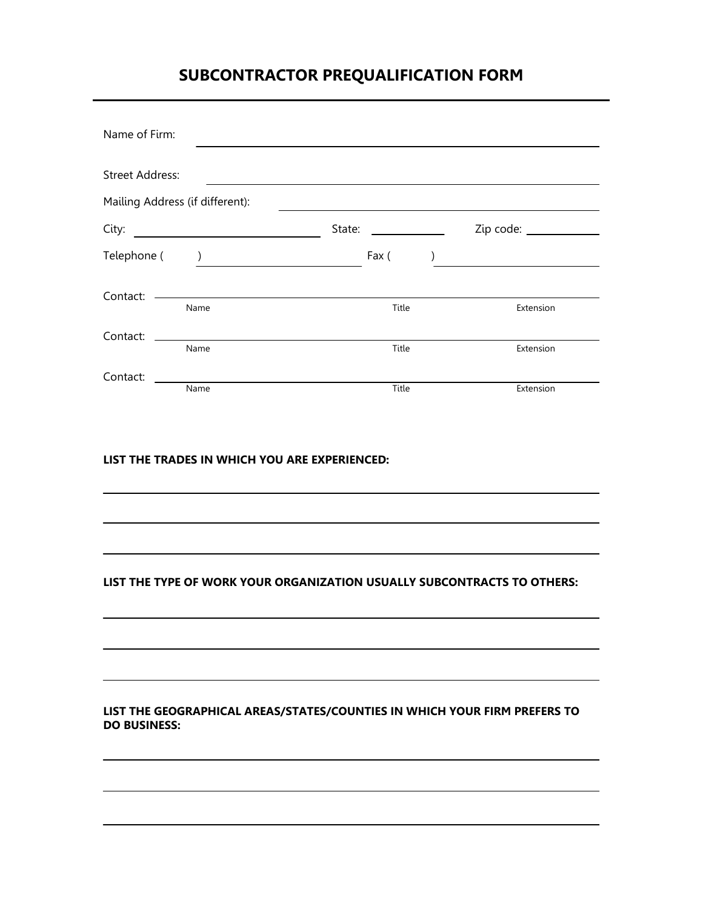# SUBCONTRACTOR PREQUALIFICATION FORM

Name of Firm: ______________________________________________

Street Address: ______________________________________________

Mailing Address (if different): ______________________________________________

City: ____________________ State: __________ Zip code: __________

Telephone ( ) ____________________ Fax ( ) ____________________

Contact: ______________________________________________
Name Title Extension

Contact: ______________________________________________
Name Title Extension

Contact: ______________________________________________
Name Title Extension

**LIST THE TRADES IN WHICH YOU ARE EXPERIENCED:**

______________________________________________

______________________________________________

______________________________________________

**LIST THE TYPE OF WORK YOUR ORGANIZATION USUALLY SUBCONTRACTS TO OTHERS:**

______________________________________________

______________________________________________

______________________________________________

**LIST THE GEOGRAPHICAL AREAS/STATES/COUNTIES IN WHICH YOUR FIRM PREFERS TO DO BUSINESS:**

______________________________________________

______________________________________________

______________________________________________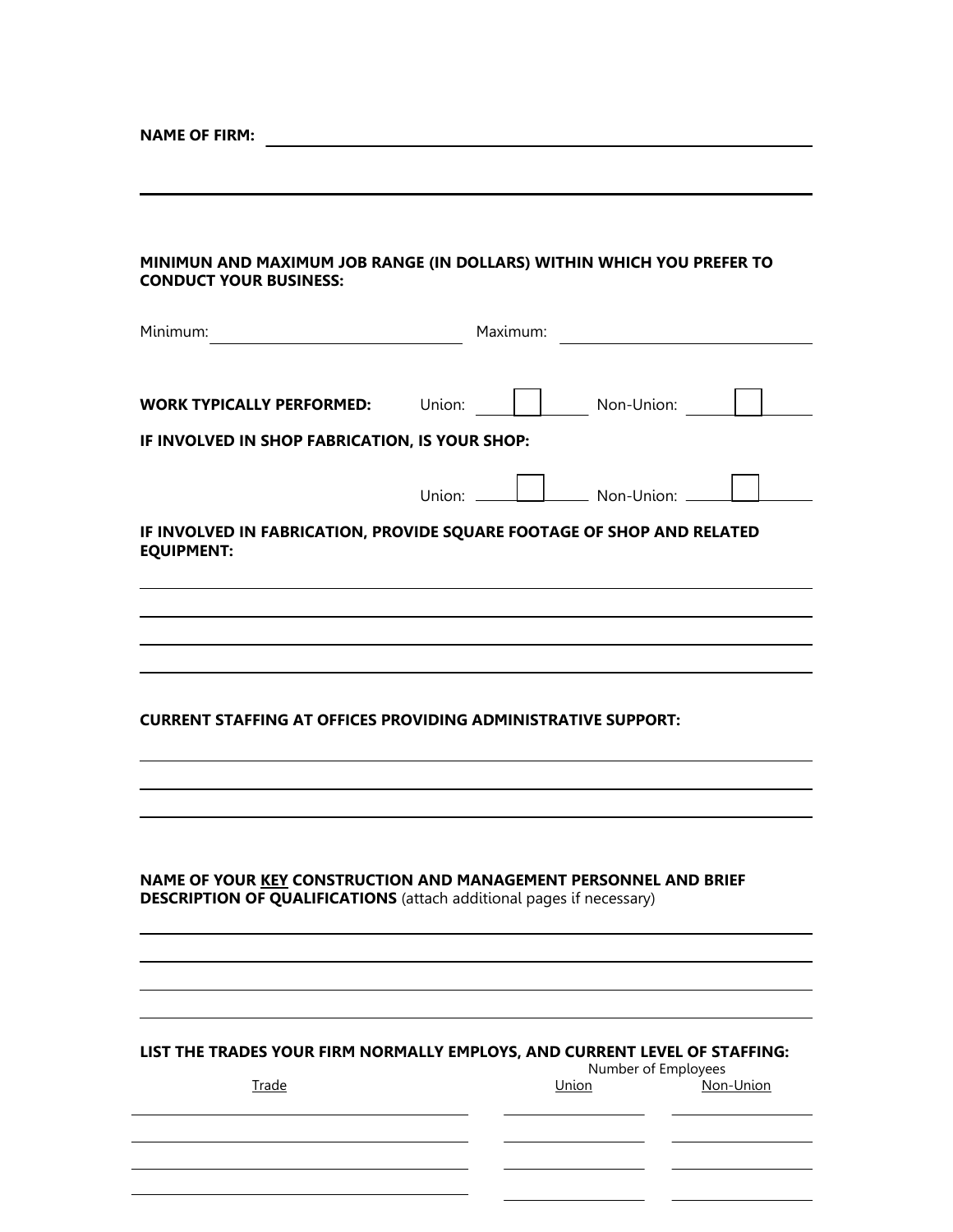**NAME OF FIRM:** ______________________________________________

______________________________________________

**MINIMUN AND MAXIMUM JOB RANGE (IN DOLLARS) WITHIN WHICH YOU PREFER TO CONDUCT YOUR BUSINESS:**

Minimum: ____________________ Maximum: ____________________

**WORK TYPICALLY PERFORMED:** Union: ☐ Non-Union: ☐

**IF INVOLVED IN SHOP FABRICATION, IS YOUR SHOP:**

Union: ☐ Non-Union: ☐

**IF INVOLVED IN FABRICATION, PROVIDE SQUARE FOOTAGE OF SHOP AND RELATED EQUIPMENT:**

______________________________________________

______________________________________________

______________________________________________

______________________________________________

**CURRENT STAFFING AT OFFICES PROVIDING ADMINISTRATIVE SUPPORT:**

______________________________________________

______________________________________________

______________________________________________

**NAME OF YOUR KEY CONSTRUCTION AND MANAGEMENT PERSONNEL AND BRIEF DESCRIPTION OF QUALIFICATIONS** (attach additional pages if necessary)

______________________________________________

______________________________________________

______________________________________________

______________________________________________

**LIST THE TRADES YOUR FIRM NORMALLY EMPLOYS, AND CURRENT LEVEL OF STAFFING:**

| Trade | Number of Employees | |
|---|---|---|
| | Union | Non-Union |
| | | |
| | | |
| | | |
| | | |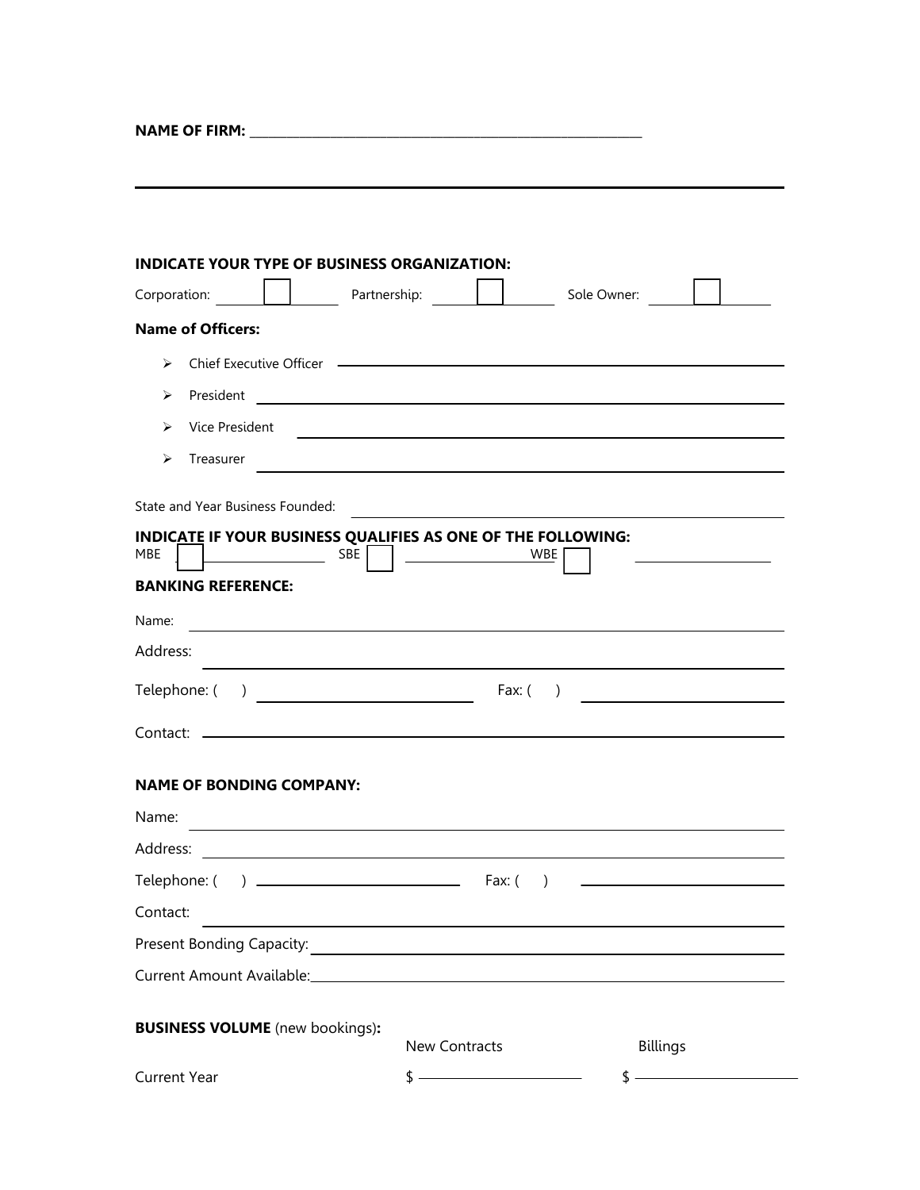**NAME OF FIRM:** ______________________________________________

---

**INDICATE YOUR TYPE OF BUSINESS ORGANIZATION:**

Corporation: ☐ Partnership: ☐ Sole Owner: ☐

**Name of Officers:**

- Chief Executive Officer ______________________________
- President ______________________________
- Vice President ______________________________
- Treasurer ______________________________

State and Year Business Founded: ______________________________

**INDICATE IF YOUR BUSINESS QUALIFIES AS ONE OF THE FOLLOWING:**

MBE ☐ SBE ☐ WBE ☐

**BANKING REFERENCE:**

Name: ______________________________

Address: ______________________________

Telephone: ( ) ______________ Fax: ( ) ______________

Contact: ______________________________

**NAME OF BONDING COMPANY:**

Name: ______________________________

Address: ______________________________

Telephone: ( ) ______________ Fax: ( ) ______________

Contact: ______________________________

Present Bonding Capacity: ______________________________

Current Amount Available: ______________________________

**BUSINESS VOLUME** (new bookings)**:**

| | New Contracts | Billings |
|---|---|---|
| Current Year | $ ______________ | $ ______________ |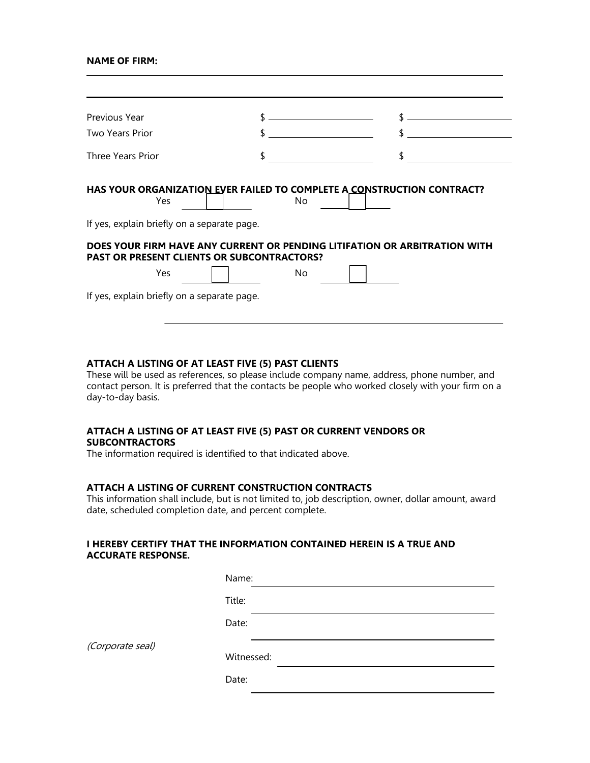**NAME OF FIRM:**

| | | |
|---|---|---|
| Previous Year | $ | $ |
| Two Years Prior | $ | $ |
| Three Years Prior | $ | $ |

**HAS YOUR ORGANIZATION EVER FAILED TO COMPLETE A CONSTRUCTION CONTRACT?**

Yes ☐ No ☐

If yes, explain briefly on a separate page.

**DOES YOUR FIRM HAVE ANY CURRENT OR PENDING LITIFATION OR ARBITRATION WITH PAST OR PRESENT CLIENTS OR SUBCONTRACTORS?**

Yes ☐ No ☐

If yes, explain briefly on a separate page.

**ATTACH A LISTING OF AT LEAST FIVE (5) PAST CLIENTS**

These will be used as references, so please include company name, address, phone number, and contact person. It is preferred that the contacts be people who worked closely with your firm on a day-to-day basis.

**ATTACH A LISTING OF AT LEAST FIVE (5) PAST OR CURRENT VENDORS OR SUBCONTRACTORS**

The information required is identified to that indicated above.

**ATTACH A LISTING OF CURRENT CONSTRUCTION CONTRACTS**

This information shall include, but is not limited to, job description, owner, dollar amount, award date, scheduled completion date, and percent complete.

**I HEREBY CERTIFY THAT THE INFORMATION CONTAINED HEREIN IS A TRUE AND ACCURATE RESPONSE.**

Name: \_\_\_\_\_\_\_\_\_\_\_\_\_\_\_\_\_\_\_\_

Title: \_\_\_\_\_\_\_\_\_\_\_\_\_\_\_\_\_\_\_\_

Date: \_\_\_\_\_\_\_\_\_\_\_\_\_\_\_\_\_\_\_\_

*(Corporate seal)*

Witnessed: \_\_\_\_\_\_\_\_\_\_\_\_\_\_\_\_\_\_\_\_

Date: \_\_\_\_\_\_\_\_\_\_\_\_\_\_\_\_\_\_\_\_